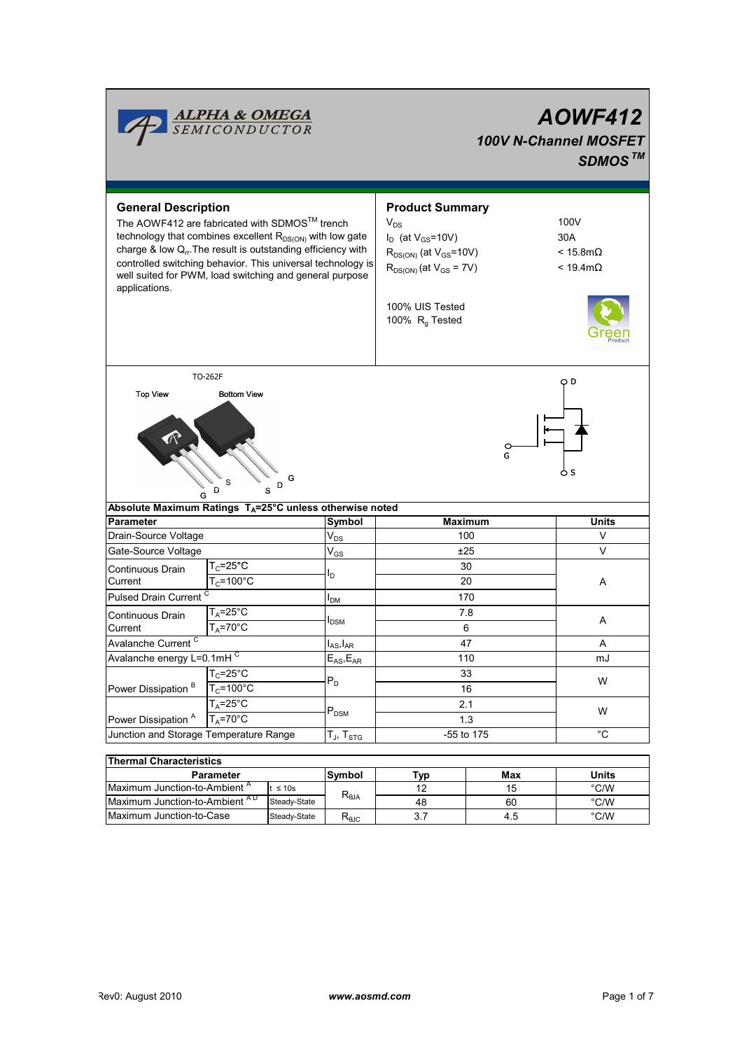ALPHA & OMEGA SEMICONDUCTOR

# AOWF412

### 100V N-Channel MOSFET

### SDMOS™

## General Description

The AOWF412 are fabricated with SDMOS™ trench technology that combines excellent $R_{DS(ON)}$ with low gate charge & low $Q_{rr}$. The result is outstanding efficiency with controlled switching behavior. This universal technology is well suited for PWM, load switching and general purpose applications.

## Product Summary

| | |
|---|---|
| $V_{DS}$ | 100V |
| $I_D$ (at $V_{GS}$=10V) | 30A |
| $R_{DS(ON)}$ (at $V_{GS}$=10V) | < 15.8mΩ |
| $R_{DS(ON)}$ (at $V_{GS}$ = 7V) | < 19.4mΩ |

100% UIS Tested
100% $R_g$ Tested

Green Product

TO-262F

Top View &nbsp;&nbsp;&nbsp; Bottom View

G D S &nbsp;&nbsp;&nbsp; S D G

D, G, S

**Absolute Maximum Ratings $T_A$=25°C unless otherwise noted**

| Parameter | | Symbol | Maximum | Units |
|---|---|---|---|---|
| Drain-Source Voltage | | $V_{DS}$ | 100 | V |
| Gate-Source Voltage | | $V_{GS}$ | ±25 | V |
| Continuous Drain Current | $T_C$=25°C | $I_D$ | 30 | A |
| | $T_C$=100°C | | 20 | |
| Pulsed Drain Current [C] | | $I_{DM}$ | 170 | |
| Continuous Drain Current | $T_A$=25°C | $I_{DSM}$ | 7.8 | A |
| | $T_A$=70°C | | 6 | |
| Avalanche Current [C] | | $I_{AS}$,$I_{AR}$ | 47 | A |
| Avalanche energy L=0.1mH [C] | | $E_{AS}$,$E_{AR}$ | 110 | mJ |
| Power Dissipation [B] | $T_C$=25°C | $P_D$ | 33 | W |
| | $T_C$=100°C | | 16 | |
| Power Dissipation [A] | $T_A$=25°C | $P_{DSM}$ | 2.1 | W |
| | $T_A$=70°C | | 1.3 | |
| Junction and Storage Temperature Range | | $T_J$, $T_{STG}$ | -55 to 175 | °C |

**Thermal Characteristics**

| Parameter | | Symbol | Typ | Max | Units |
|---|---|---|---|---|---|
| Maximum Junction-to-Ambient [A] | t ≤ 10s | $R_{\theta JA}$ | 12 | 15 | °C/W |
| Maximum Junction-to-Ambient [A D] | Steady-State | | 48 | 60 | °C/W |
| Maximum Junction-to-Case | Steady-State | $R_{\theta JC}$ | 3.7 | 4.5 | °C/W |

Rev0: August 2010 &nbsp;&nbsp;&nbsp; www.aosmd.com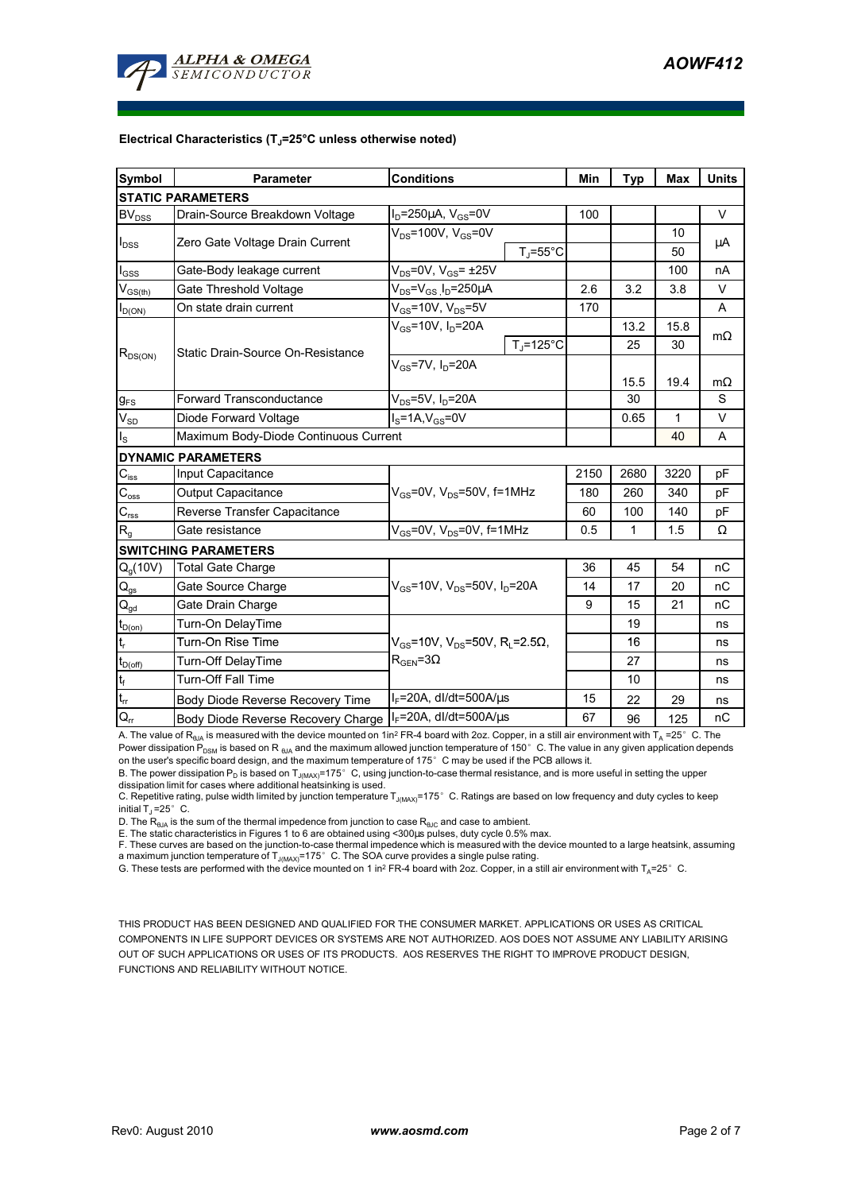### Electrical Characteristics ($T_J$=25°C unless otherwise noted)

| Symbol | Parameter | Conditions | | Min | Typ | Max | Units |
|---|---|---|---|---|---|---|---|
| **STATIC PARAMETERS** | | | | | | | |
| $BV_{DSS}$ | Drain-Source Breakdown Voltage | $I_D$=250µA, $V_{GS}$=0V | | 100 | | | V |
| $I_{DSS}$ | Zero Gate Voltage Drain Current | $V_{DS}$=100V, $V_{GS}$=0V | | | | 10 | µA |
| | | | $T_J$=55°C | | | 50 | |
| $I_{GSS}$ | Gate-Body leakage current | $V_{DS}$=0V, $V_{GS}$= ±25V | | | | 100 | nA |
| $V_{GS(th)}$ | Gate Threshold Voltage | $V_{DS}$=$V_{GS}$ $I_D$=250µA | | 2.6 | 3.2 | 3.8 | V |
| $I_{D(ON)}$ | On state drain current | $V_{GS}$=10V, $V_{DS}$=5V | | 170 | | | A |
| $R_{DS(ON)}$ | Static Drain-Source On-Resistance | $V_{GS}$=10V, $I_D$=20A | | | 13.2 | 15.8 | mΩ |
| | | | $T_J$=125°C | | 25 | 30 | |
| | | $V_{GS}$=7V, $I_D$=20A | | | 15.5 | 19.4 | mΩ |
| $g_{FS}$ | Forward Transconductance | $V_{DS}$=5V, $I_D$=20A | | | 30 | | S |
| $V_{SD}$ | Diode Forward Voltage | $I_S$=1A,$V_{GS}$=0V | | | 0.65 | 1 | V |
| $I_S$ | Maximum Body-Diode Continuous Current | | | | | 40 | A |
| **DYNAMIC PARAMETERS** | | | | | | | |
| $C_{iss}$ | Input Capacitance | $V_{GS}$=0V, $V_{DS}$=50V, f=1MHz | | 2150 | 2680 | 3220 | pF |
| $C_{oss}$ | Output Capacitance | | | 180 | 260 | 340 | pF |
| $C_{rss}$ | Reverse Transfer Capacitance | | | 60 | 100 | 140 | pF |
| $R_g$ | Gate resistance | $V_{GS}$=0V, $V_{DS}$=0V, f=1MHz | | 0.5 | 1 | 1.5 | Ω |
| **SWITCHING PARAMETERS** | | | | | | | |
| $Q_g$(10V) | Total Gate Charge | $V_{GS}$=10V, $V_{DS}$=50V, $I_D$=20A | | 36 | 45 | 54 | nC |
| $Q_{gs}$ | Gate Source Charge | | | 14 | 17 | 20 | nC |
| $Q_{gd}$ | Gate Drain Charge | | | 9 | 15 | 21 | nC |
| $t_{D(on)}$ | Turn-On DelayTime | $V_{GS}$=10V, $V_{DS}$=50V, $R_L$=2.5Ω, $R_{GEN}$=3Ω | | | 19 | | ns |
| $t_r$ | Turn-On Rise Time | | | | 16 | | ns |
| $t_{D(off)}$ | Turn-Off DelayTime | | | | 27 | | ns |
| $t_f$ | Turn-Off Fall Time | | | | 10 | | ns |
| $t_{rr}$ | Body Diode Reverse Recovery Time | $I_F$=20A, dI/dt=500A/µs | | 15 | 22 | 29 | ns |
| $Q_{rr}$ | Body Diode Reverse Recovery Charge | $I_F$=20A, dI/dt=500A/µs | | 67 | 96 | 125 | nC |

A. The value of $R_{\theta JA}$ is measured with the device mounted on 1in² FR-4 board with 2oz. Copper, in a still air environment with $T_A$ =25°C. The Power dissipation $P_{DSM}$ is based on $R_{\theta JA}$ and the maximum allowed junction temperature of 150°C. The value in any given application depends on the user's specific board design, and the maximum temperature of 175°C may be used if the PCB allows it.

B. The power dissipation $P_D$ is based on $T_{J(MAX)}$=175°C, using junction-to-case thermal resistance, and is more useful in setting the upper dissipation limit for cases where additional heatsinking is used.

C. Repetitive rating, pulse width limited by junction temperature $T_{J(MAX)}$=175°C. Ratings are based on low frequency and duty cycles to keep initial $T_J$=25°C.

D. The $R_{\theta JA}$ is the sum of the thermal impedence from junction to case $R_{\theta JC}$ and case to ambient.

E. The static characteristics in Figures 1 to 6 are obtained using <300µs pulses, duty cycle 0.5% max.

F. These curves are based on the junction-to-case thermal impedence which is measured with the device mounted to a large heatsink, assuming a maximum junction temperature of $T_{J(MAX)}$=175°C. The SOA curve provides a single pulse rating.

G. These tests are performed with the device mounted on 1 in² FR-4 board with 2oz. Copper, in a still air environment with $T_A$=25°C.

THIS PRODUCT HAS BEEN DESIGNED AND QUALIFIED FOR THE CONSUMER MARKET. APPLICATIONS OR USES AS CRITICAL COMPONENTS IN LIFE SUPPORT DEVICES OR SYSTEMS ARE NOT AUTHORIZED. AOS DOES NOT ASSUME ANY LIABILITY ARISING OUT OF SUCH APPLICATIONS OR USES OF ITS PRODUCTS. AOS RESERVES THE RIGHT TO IMPROVE PRODUCT DESIGN, FUNCTIONS AND RELIABILITY WITHOUT NOTICE.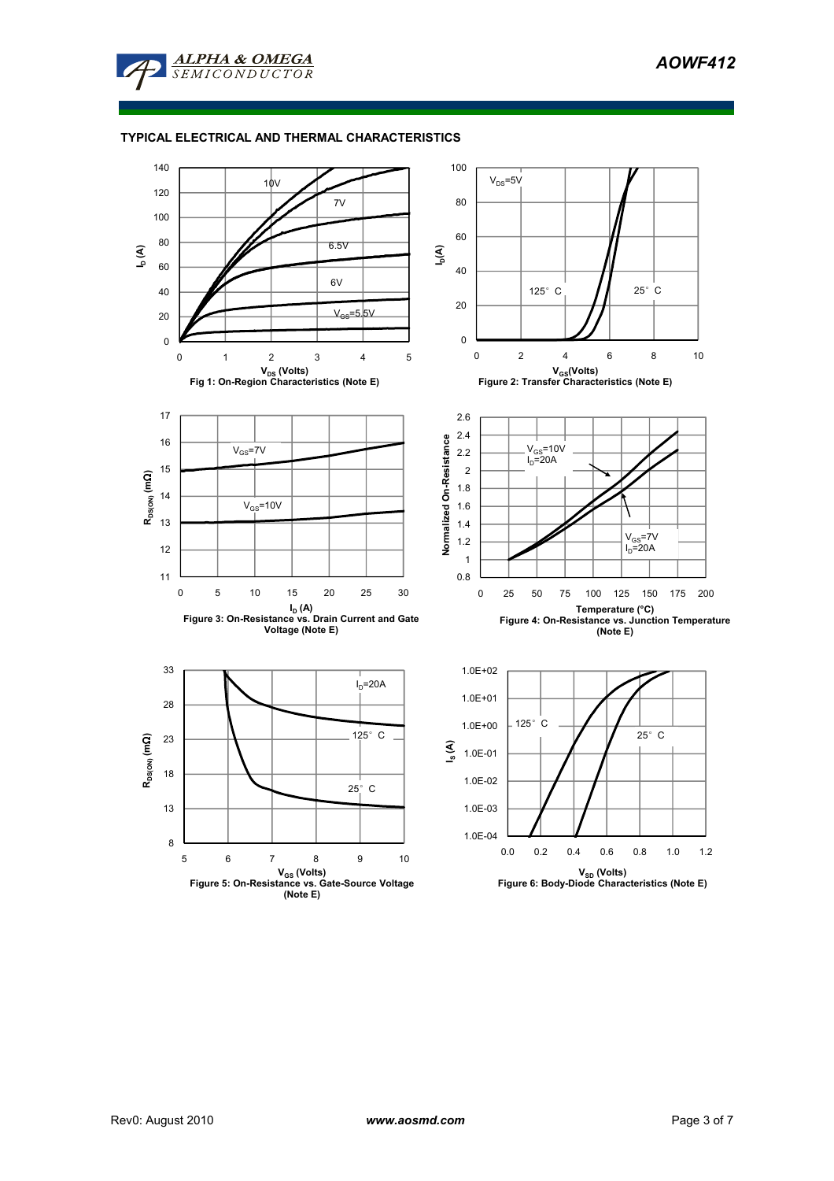### TYPICAL ELECTRICAL AND THERMAL CHARACTERISTICS

Fig 1: On-Region Characteristics (Note E)

Figure 2: Transfer Characteristics (Note E)

Figure 3: On-Resistance vs. Drain Current and Gate Voltage (Note E)

Figure 4: On-Resistance vs. Junction Temperature (Note E)

Figure 5: On-Resistance vs. Gate-Source Voltage (Note E)

Figure 6: Body-Diode Characteristics (Note E)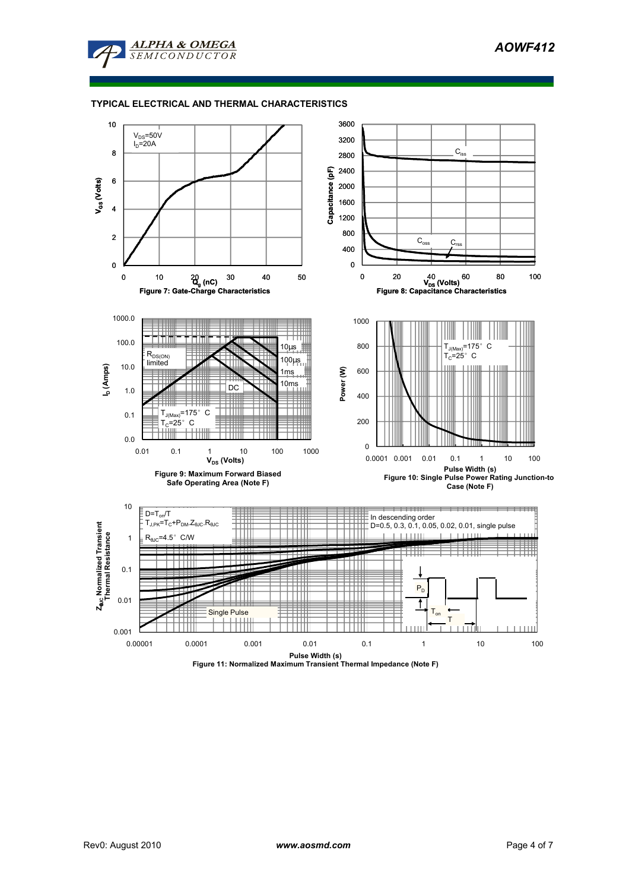## TYPICAL ELECTRICAL AND THERMAL CHARACTERISTICS

$V_{DS}$=50V
$I_D$=20A

Figure 7: Gate-Charge Characteristics

$C_{iss}$, $C_{oss}$, $C_{rss}$

Figure 8: Capacitance Characteristics

$R_{DS(ON)}$ limited
10µs, 100µs, 1ms, 10ms, DC
$T_{J(Max)}$=175° C
$T_C$=25° C

Figure 9: Maximum Forward Biased Safe Operating Area (Note F)

$T_{J(Max)}$=175° C
$T_C$=25° C

Figure 10: Single Pulse Power Rating Junction-to Case (Note F)

$D=T_{on}/T$
$T_{J,PK}=T_C+P_{DM}.Z_{\theta JC}.R_{\theta JC}$
$R_{\theta JC}$=4.5° C/W

In descending order
D=0.5, 0.3, 0.1, 0.05, 0.02, 0.01, single pulse

Single Pulse

Figure 11: Normalized Maximum Transient Thermal Impedance (Note F)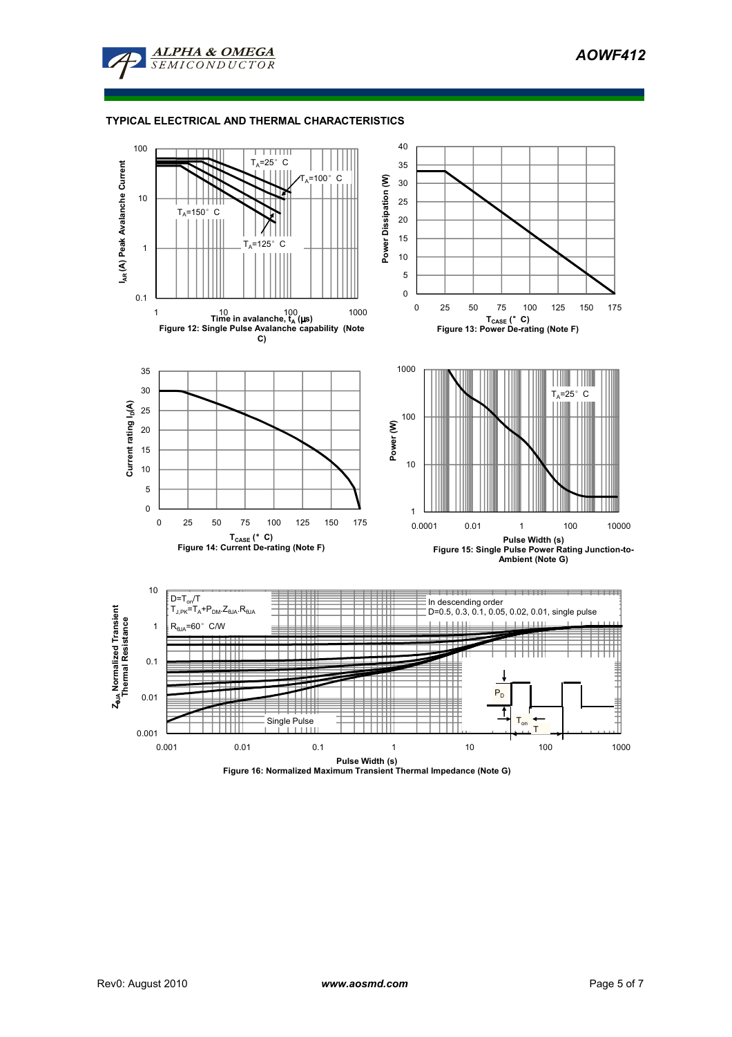## TYPICAL ELECTRICAL AND THERMAL CHARACTERISTICS

Figure 12: Single Pulse Avalanche capability (Note C)

Figure 13: Power De-rating (Note F)

Figure 14: Current De-rating (Note F)

Figure 15: Single Pulse Power Rating Junction-to-Ambient (Note G)

Figure 16: Normalized Maximum Transient Thermal Impedance (Note G)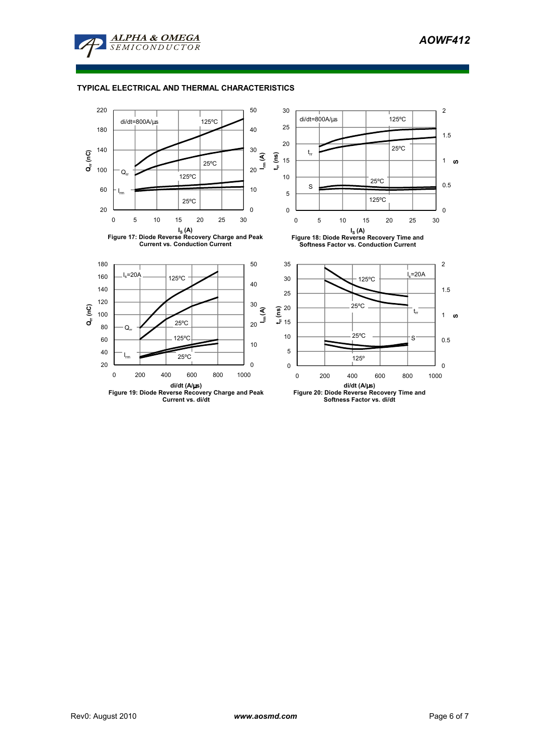## TYPICAL ELECTRICAL AND THERMAL CHARACTERISTICS

**Figure 17: Diode Reverse Recovery Charge and Peak Current vs. Conduction Current**

**Figure 18: Diode Reverse Recovery Time and Softness Factor vs. Conduction Current**

**Figure 19: Diode Reverse Recovery Charge and Peak Current vs. di/dt**

**Figure 20: Diode Reverse Recovery Time and Softness Factor vs. di/dt**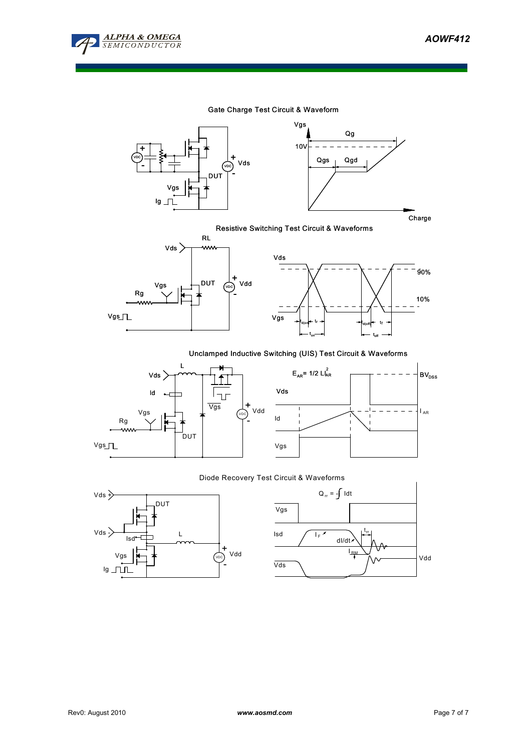## Gate Charge Test Circuit & Waveform

VDC
+
-
DUT
Vgs
Ig
+
VDC
Vds
-

Vgs
Qg
10V
Qgs
Qgd
Charge

## Resistive Switching Test Circuit & Waveforms

RL
Vds
Vgs
DUT
+
VDC
Vdd
-
Rg
Vgs

Vds
90%
10%
Vgs
$t_{d(on)}$
$t_r$
$t_{on}$
$t_{d(off)}$
$t_f$
$t_{off}$

## Unclamped Inductive Switching (UIS) Test Circuit & Waveforms

L
Vds
Id
Vgs
Rg
Vgs
DUT
Vgs
+
VDC
Vdd
-

$E_{AR} = 1/2\ LI_{AR}^2$
$BV_{DSS}$
Vds
Id
$I_{AR}$
Vgs

## Diode Recovery Test Circuit & Waveforms

Vds +
DUT
Vds -
Isd
L
Vgs
Ig
+
VDC
Vdd
-

$Q_{rr} = -\int Idt$
Vgs
Isd
$I_F$
dI/dt
$t_{rr}$
$I_{RM}$
Vds
Vdd